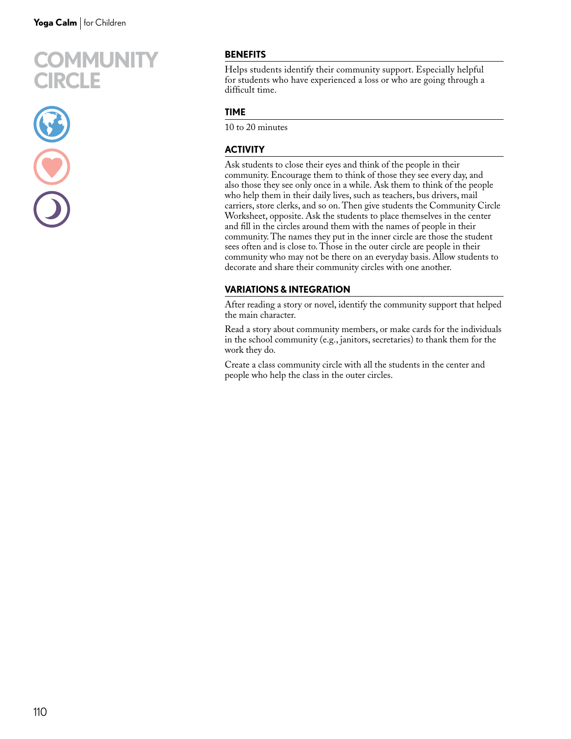# COMMUNITY CIRCLE

## BENEFITS

Helps students identify their community support. Especially helpful for students who have experienced a loss or who are going through a difficult time.

## TIME

10 to 20 minutes

## ACTIVITY

Ask students to close their eyes and think of the people in their community. Encourage them to think of those they see every day, and also those they see only once in a while. Ask them to think of the people who help them in their daily lives, such as teachers, bus drivers, mail carriers, store clerks, and so on. Then give students the Community Circle Worksheet, opposite. Ask the students to place themselves in the center and fill in the circles around them with the names of people in their community. The names they put in the inner circle are those the student sees often and is close to. Those in the outer circle are people in their community who may not be there on an everyday basis. Allow students to decorate and share their community circles with one another.

## VARIATIONS & INTEGRATION

After reading a story or novel, identify the community support that helped the main character.

Read a story about community members, or make cards for the individuals in the school community (e.g., janitors, secretaries) to thank them for the work they do.

Create a class community circle with all the students in the center and people who help the class in the outer circles.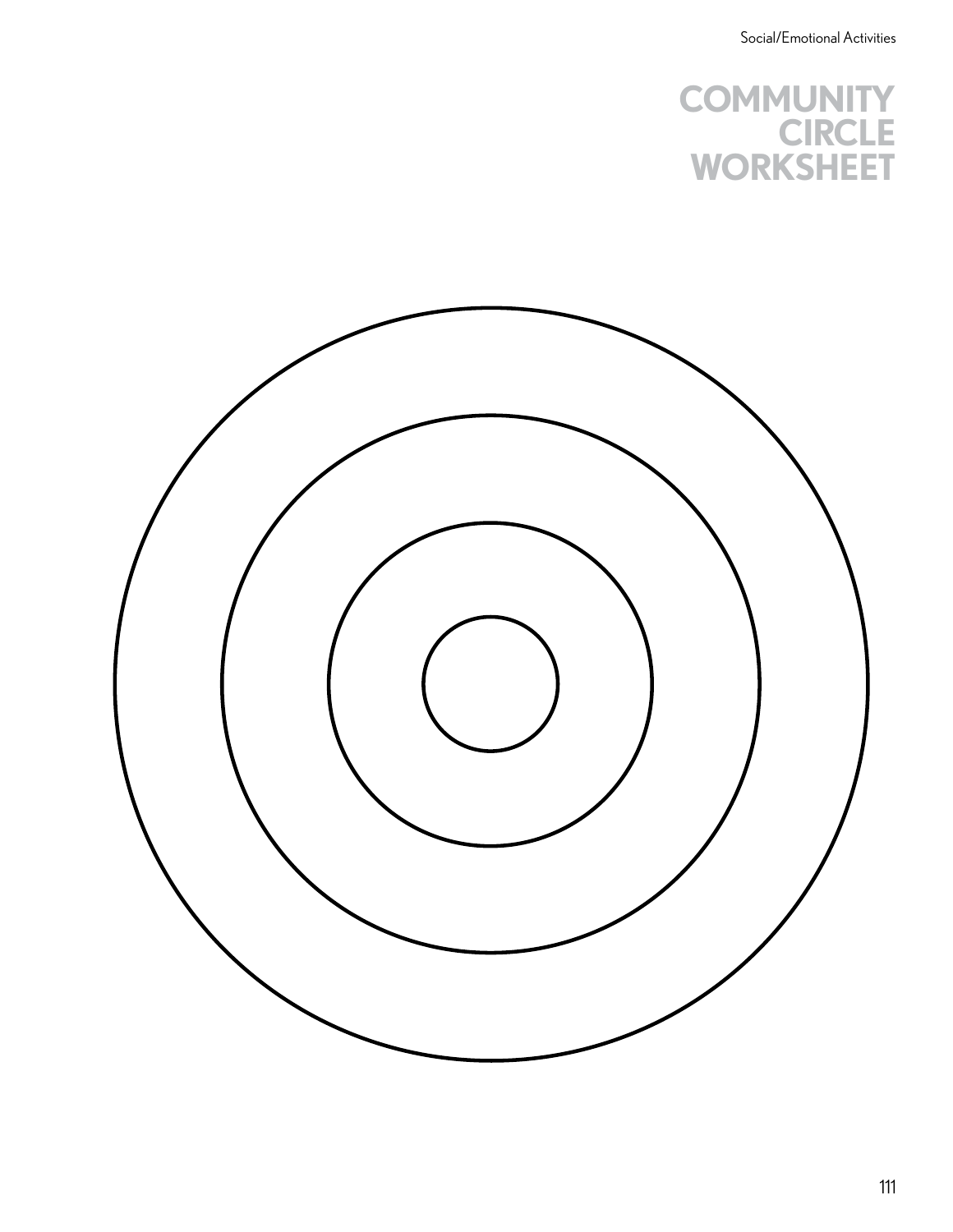# COMMUNITY CIRCLE WORKSHEET